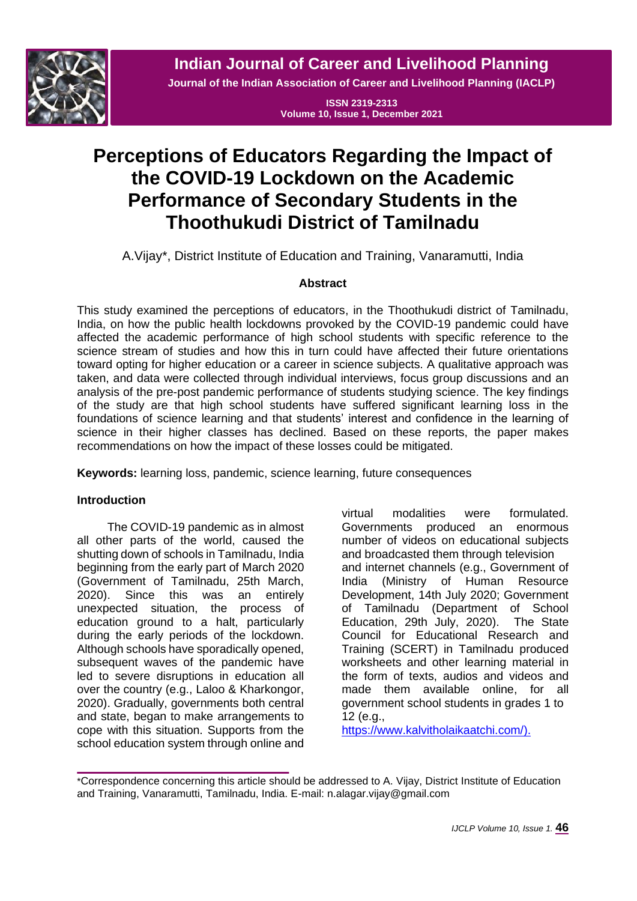# Perceptions of Educators Regarding the Impact of the COVID-19 Lockdown on the Academic Performance of Secondary Students in the Thoothukudi District of Tamilnadu

A.Vijay*, District Institute of Education and Training, Vanaramutti, India

### Abstract

This study examined the perceptions of educators, in the Thoothukudi district of Tamilnadu, India, on how the public health lockdowns provoked by the COVID-19 pandemic could have affected the academic performance of high school students with specific reference to the science stream of studies and how this in turn could have affected their future orientations toward opting for higher education or a career in science subjects. A qualitative approach was taken, and data were collected through individual interviews, focus group discussions and an analysis of the pre-post pandemic performance of students studying science. The key findings of the study are that high school students have suffered significant learning loss in the foundations of science learning and that students' interest and confidence in the learning of science in their higher classes has declined. Based on these reports, the paper makes recommendations on how the impact of these losses could be mitigated.

**Keywords:** learning loss, pandemic, science learning, future consequences

### Introduction

The COVID-19 pandemic as in almost all other parts of the world, caused the shutting down of schools in Tamilnadu, India beginning from the early part of March 2020 (Government of Tamilnadu, 25th March, 2020). Since this was an entirely unexpected situation, the process of education ground to a halt, particularly during the early periods of the lockdown. Although schools have sporadically opened, subsequent waves of the pandemic have led to severe disruptions in education all over the country (e.g., Laloo & Kharkongor, 2020). Gradually, governments both central and state, began to make arrangements to cope with this situation. Supports from the school education system through online and virtual modalities were formulated. Governments produced an enormous number of videos on educational subjects and broadcasted them through television and internet channels (e.g., Government of India (Ministry of Human Resource Development, 14th July 2020; Government of Tamilnadu (Department of School Education, 29th July, 2020). The State Council for Educational Research and Training (SCERT) in Tamilnadu produced worksheets and other learning material in the form of texts, audios and videos and made them available online, for all government school students in grades 1 to 12 (e.g., https://www.kalvitholaikaatchi.com/).

*Correspondence concerning this article should be addressed to A. Vijay, District Institute of Education and Training, Vanaramutti, Tamilnadu, India. E-mail: n.alagar.vijay@gmail.com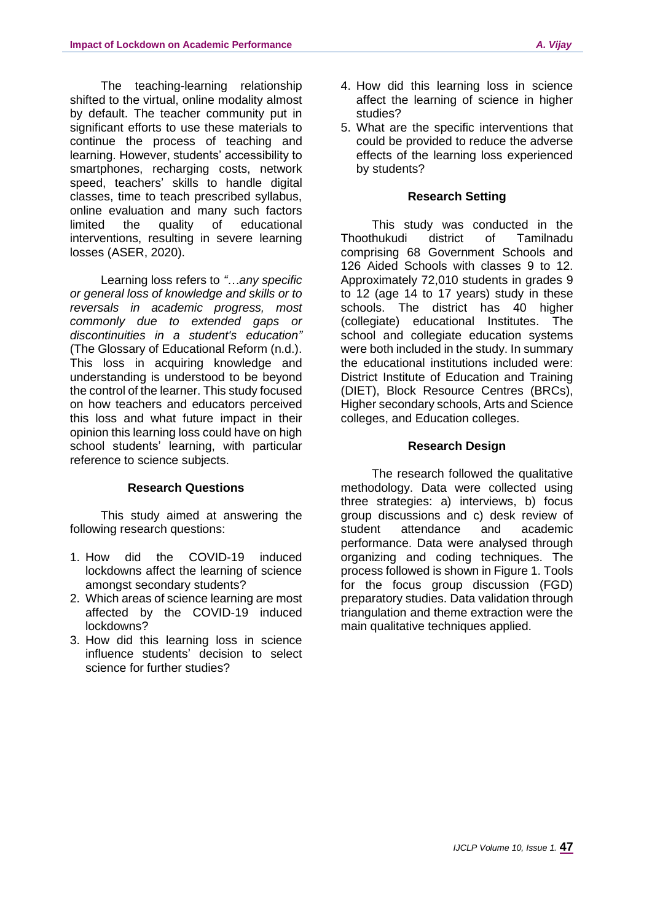The teaching-learning relationship shifted to the virtual, online modality almost by default. The teacher community put in significant efforts to use these materials to continue the process of teaching and learning. However, students' accessibility to smartphones, recharging costs, network speed, teachers' skills to handle digital classes, time to teach prescribed syllabus, online evaluation and many such factors limited the quality of educational interventions, resulting in severe learning losses (ASER, 2020).

Learning loss refers to *"…any specific or general loss of knowledge and skills or to reversals in academic progress, most commonly due to extended gaps or discontinuities in a student's education"* (The Glossary of Educational Reform (n.d.). This loss in acquiring knowledge and understanding is understood to be beyond the control of the learner. This study focused on how teachers and educators perceived this loss and what future impact in their opinion this learning loss could have on high school students' learning, with particular reference to science subjects.

## Research Questions

This study aimed at answering the following research questions:

1. How did the COVID-19 induced lockdowns affect the learning of science amongst secondary students?
2. Which areas of science learning are most affected by the COVID-19 induced lockdowns?
3. How did this learning loss in science influence students' decision to select science for further studies?
4. How did this learning loss in science affect the learning of science in higher studies?
5. What are the specific interventions that could be provided to reduce the adverse effects of the learning loss experienced by students?

## Research Setting

This study was conducted in the Thoothukudi district of Tamilnadu comprising 68 Government Schools and 126 Aided Schools with classes 9 to 12. Approximately 72,010 students in grades 9 to 12 (age 14 to 17 years) study in these schools. The district has 40 higher (collegiate) educational Institutes. The school and collegiate education systems were both included in the study. In summary the educational institutions included were: District Institute of Education and Training (DIET), Block Resource Centres (BRCs), Higher secondary schools, Arts and Science colleges, and Education colleges.

## Research Design

The research followed the qualitative methodology. Data were collected using three strategies: a) interviews, b) focus group discussions and c) desk review of student attendance and academic performance. Data were analysed through organizing and coding techniques. The process followed is shown in Figure 1. Tools for the focus group discussion (FGD) preparatory studies. Data validation through triangulation and theme extraction were the main qualitative techniques applied.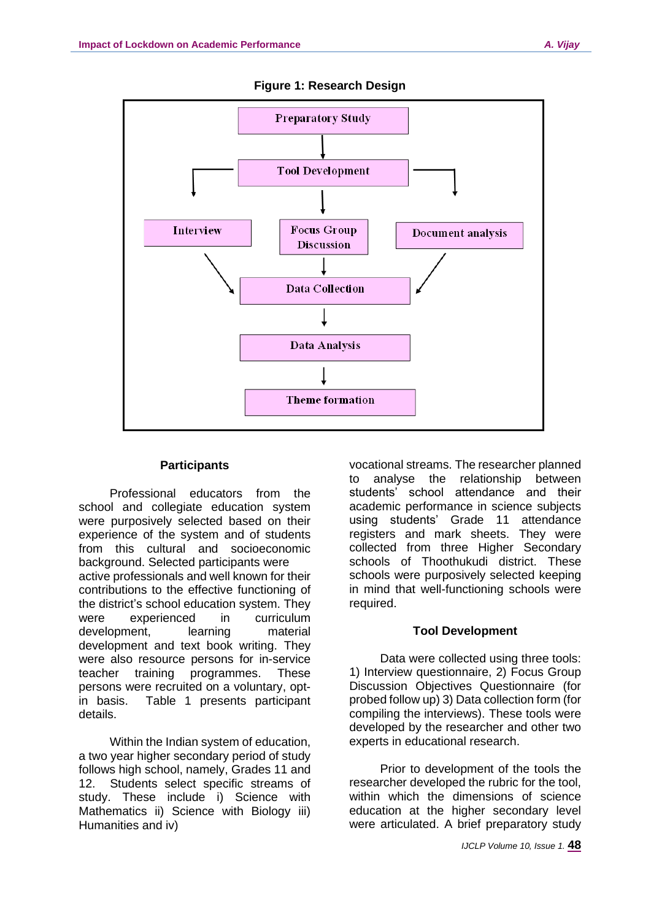**Figure 1: Research Design**

Preparatory Study → Tool Development → Interview / Focus Group Discussion / Document analysis → Data Collection → Data Analysis → Theme formation

### Participants

Professional educators from the school and collegiate education system were purposively selected based on their experience of the system and of students from this cultural and socioeconomic background. Selected participants were active professionals and well known for their contributions to the effective functioning of the district's school education system. They were experienced in curriculum development, learning material development and text book writing. They were also resource persons for in-service teacher training programmes. These persons were recruited on a voluntary, opt-in basis. Table 1 presents participant details.

Within the Indian system of education, a two year higher secondary period of study follows high school, namely, Grades 11 and 12. Students select specific streams of study. These include i) Science with Mathematics ii) Science with Biology iii) Humanities and iv) vocational streams. The researcher planned to analyse the relationship between students' school attendance and their academic performance in science subjects using students' Grade 11 attendance registers and mark sheets. They were collected from three Higher Secondary schools of Thoothukudi district. These schools were purposively selected keeping in mind that well-functioning schools were required.

### Tool Development

Data were collected using three tools: 1) Interview questionnaire, 2) Focus Group Discussion Objectives Questionnaire (for probed follow up) 3) Data collection form (for compiling the interviews). These tools were developed by the researcher and other two experts in educational research.

Prior to development of the tools the researcher developed the rubric for the tool, within which the dimensions of science education at the higher secondary level were articulated. A brief preparatory study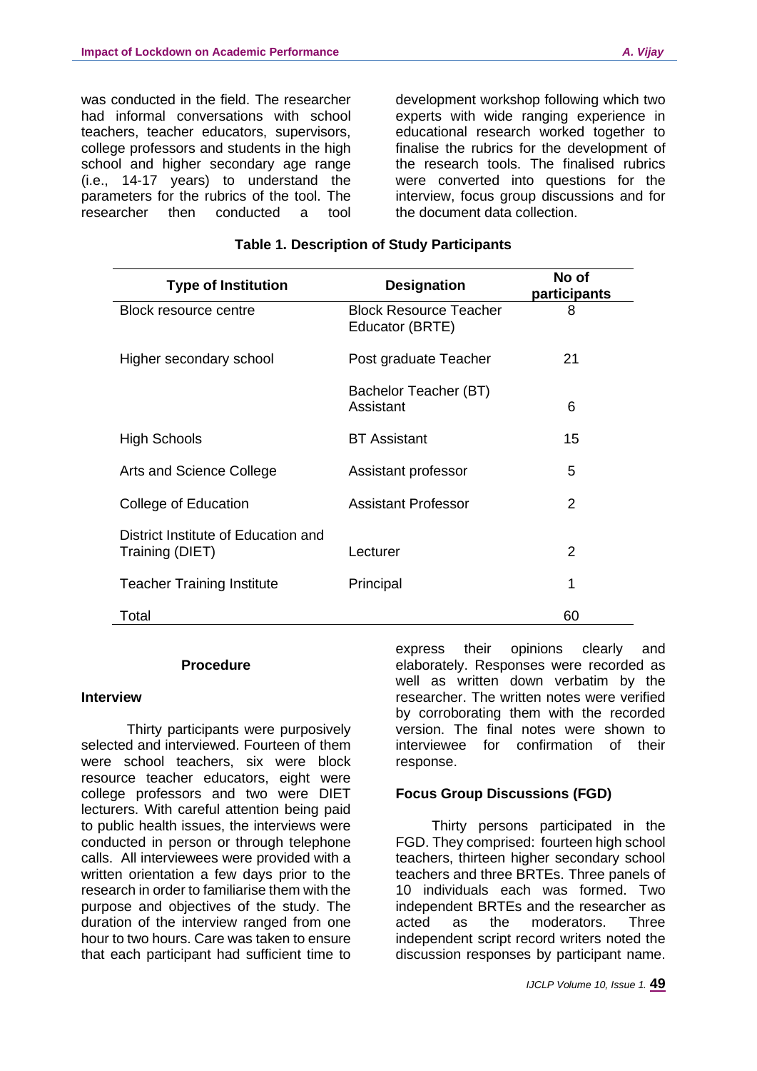was conducted in the field. The researcher had informal conversations with school teachers, teacher educators, supervisors, college professors and students in the high school and higher secondary age range (i.e., 14-17 years) to understand the parameters for the rubrics of the tool. The researcher then conducted a tool development workshop following which two experts with wide ranging experience in educational research worked together to finalise the rubrics for the development of the research tools. The finalised rubrics were converted into questions for the interview, focus group discussions and for the document data collection.

**Table 1. Description of Study Participants**

| Type of Institution | Designation | No of participants |
|---|---|---|
| Block resource centre | Block Resource Teacher Educator (BRTE) | 8 |
| Higher secondary school | Post graduate Teacher | 21 |
| | Bachelor Teacher (BT) Assistant | 6 |
| High Schools | BT Assistant | 15 |
| Arts and Science College | Assistant professor | 5 |
| College of Education | Assistant Professor | 2 |
| District Institute of Education and Training (DIET) | Lecturer | 2 |
| Teacher Training Institute | Principal | 1 |
| Total | | 60 |

## Procedure

### Interview

Thirty participants were purposively selected and interviewed. Fourteen of them were school teachers, six were block resource teacher educators, eight were college professors and two were DIET lecturers. With careful attention being paid to public health issues, the interviews were conducted in person or through telephone calls. All interviewees were provided with a written orientation a few days prior to the research in order to familiarise them with the purpose and objectives of the study. The duration of the interview ranged from one hour to two hours. Care was taken to ensure that each participant had sufficient time to express their opinions clearly and elaborately. Responses were recorded as well as written down verbatim by the researcher. The written notes were verified by corroborating them with the recorded version. The final notes were shown to interviewee for confirmation of their response.

### Focus Group Discussions (FGD)

Thirty persons participated in the FGD. They comprised: fourteen high school teachers, thirteen higher secondary school teachers and three BRTEs. Three panels of 10 individuals each was formed. Two independent BRTEs and the researcher as acted as the moderators. Three independent script record writers noted the discussion responses by participant name.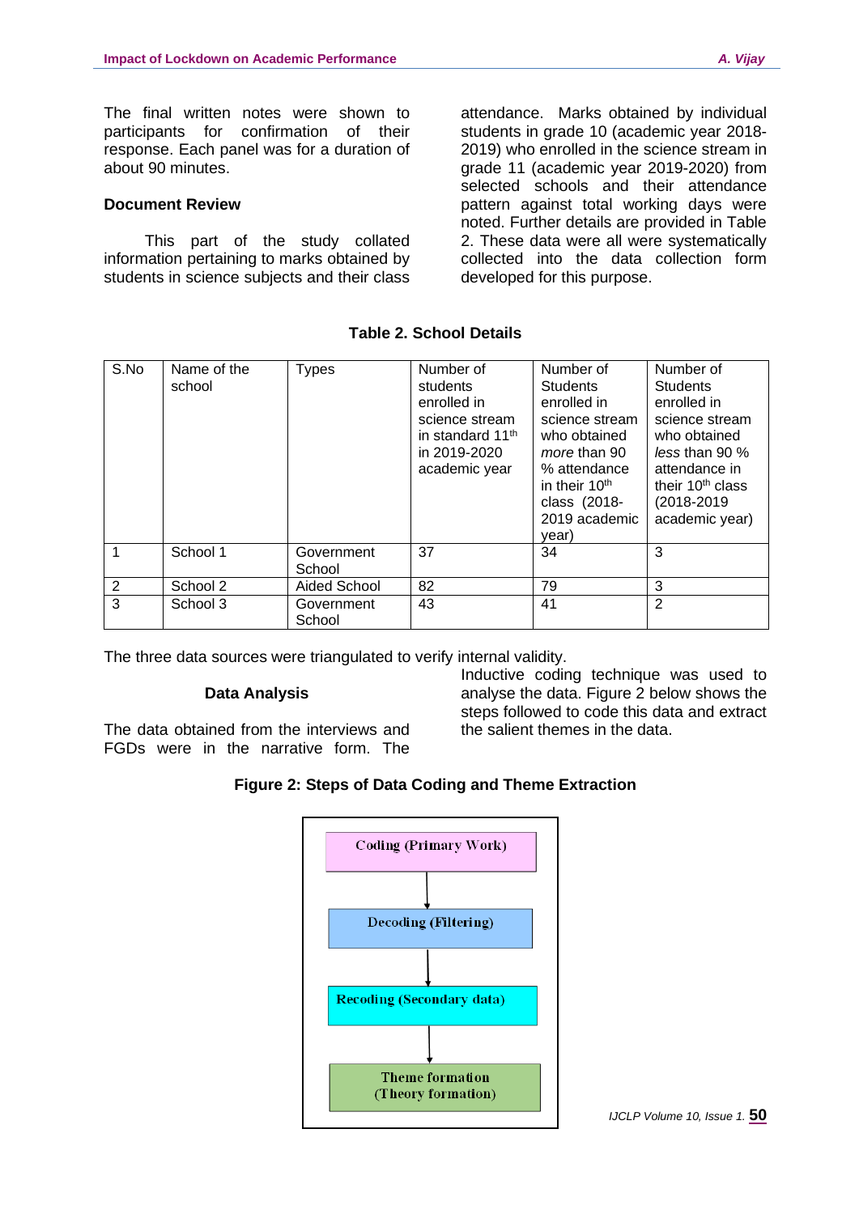The final written notes were shown to participants for confirmation of their response. Each panel was for a duration of about 90 minutes.

**Document Review**

This part of the study collated information pertaining to marks obtained by students in science subjects and their class attendance. Marks obtained by individual students in grade 10 (academic year 2018-2019) who enrolled in the science stream in grade 11 (academic year 2019-2020) from selected schools and their attendance pattern against total working days were noted. Further details are provided in Table 2. These data were all were systematically collected into the data collection form developed for this purpose.

**Table 2. School Details**

| S.No | Name of the school | Types | Number of students enrolled in science stream in standard 11th in 2019-2020 academic year | Number of Students enrolled in science stream who obtained *more* than 90 % attendance in their 10th class (2018-2019 academic year) | Number of Students enrolled in science stream who obtained *less* than 90 % attendance in their 10th class (2018-2019 academic year) |
|---|---|---|---|---|---|
| 1 | School 1 | Government School | 37 | 34 | 3 |
| 2 | School 2 | Aided School | 82 | 79 | 3 |
| 3 | School 3 | Government School | 43 | 41 | 2 |

The three data sources were triangulated to verify internal validity.

**Data Analysis**

The data obtained from the interviews and FGDs were in the narrative form. The Inductive coding technique was used to analyse the data. Figure 2 below shows the steps followed to code this data and extract the salient themes in the data.

**Figure 2: Steps of Data Coding and Theme Extraction**

Coding (Primary Work) → Decoding (Filtering) → Recoding (Secondary data) → Theme formation (Theory formation)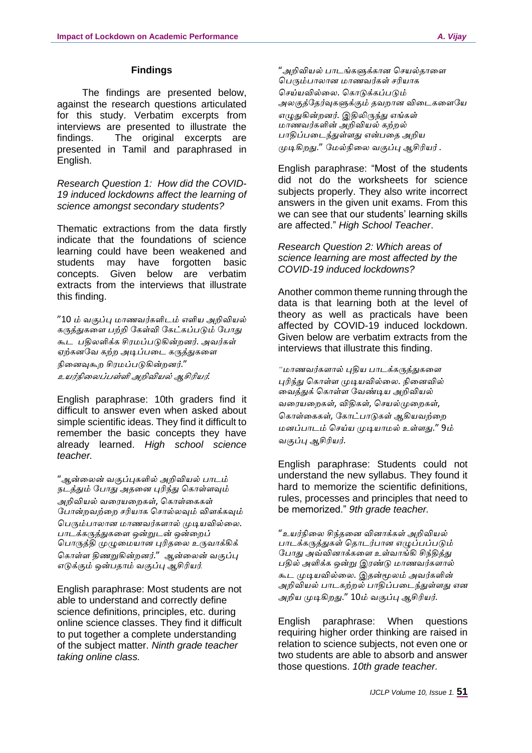## Findings

The findings are presented below, against the research questions articulated for this study. Verbatim excerpts from interviews are presented to illustrate the findings. The original excerpts are presented in Tamil and paraphrased in English.

*Research Question 1: How did the COVID-19 induced lockdowns affect the learning of science amongst secondary students?*

Thematic extractions from the data firstly indicate that the foundations of science learning could have been weakened and students may have forgotten basic concepts. Given below are verbatim extracts from the interviews that illustrate this finding.

*"10 ம் வகுப்பு மாணவர்களிடம் எளிய அறிவியல் கருத்துகளை பற்றி கேள்வி கேட்கப்படும் போது கூட பதிலளிக்க சிரமப்படுகின்றனர். அவர்கள் ஏற்கனவே கற்ற அடிப்படை கருத்துகளை நினைவுகூற சிரமப்படுகின்றனர்." உயர்நிலைப்பள்ளி அறிவியல் ஆசிரியர்.*

English paraphrase: 10th graders find it difficult to answer even when asked about simple scientific ideas. They find it difficult to remember the basic concepts they have already learned. *High school science teacher.*

*"ஆன்லைன் வகுப்புகளில் அறிவியல் பாடம் நடத்தும் போது அதனை புரிந்து கொள்ளவும் அறிவியல் வரையறைகள், கொள்கைகள் போன்றவற்றை சரியாக சொல்லவும் விளக்கவும் பெரும்பாலான மாணவர்களால் முடியவில்லை. பாடக்கருத்துகளை ஒன்றுடன் ஒன்றைப் பொருத்தி முழுமையான புரிதலை உருவாக்கிக் கொள்ள திணறுகின்றனர்." ஆன்லைன் வகுப்பு எடுக்கும் ஒன்பதாம் வகுப்பு ஆசிரியர்.*

English paraphrase: Most students are not able to understand and correctly define science definitions, principles, etc. during online science classes. They find it difficult to put together a complete understanding of the subject matter. *Ninth grade teacher taking online class.*

*"அறிவியல் பாடங்களுக்கான செயல்தாளை பெரும்பாலான மாணவர்கள் சரியாக செய்யவில்லை. கொடுக்கப்படும் அலகுத்தேர்வுகளுக்கும் தவறான விடைகளையே எழுதுகின்றனர். இதிலிருந்து எங்கள் மாணவர்களின் அறிவியல் கற்றல் பாதிப்படைந்துள்ளது என்பதை அறிய முடிகிறது." மேல்நிலை வகுப்பு ஆசிரியர் .*

English paraphrase: "Most of the students did not do the worksheets for science subjects properly. They also write incorrect answers in the given unit exams. From this we can see that our students' learning skills are affected." *High School Teacher*.

*Research Question 2: Which areas of science learning are most affected by the COVID-19 induced lockdowns?*

Another common theme running through the data is that learning both at the level of theory as well as practicals have been affected by COVID-19 induced lockdown. Given below are verbatim extracts from the interviews that illustrate this finding.

*"மாணவர்களால் புதிய பாடக்கருத்துகளை புரிந்து கொள்ள முடியவில்லை. நினைவில் வைத்துக் கொள்ள வேண்டிய அறிவியல் வரையறைகள், விதிகள், செயல்முறைகள், கொள்கைகள், கோட்பாடுகள் ஆகியவற்றை மனப்பாடம் செய்ய முடியாமல் உள்ளது." 9ம் வகுப்பு ஆசிரியர்.*

English paraphrase: Students could not understand the new syllabus. They found it hard to memorize the scientific definitions, rules, processes and principles that need to be memorized." *9th grade teacher.*

*"உயர்நிலை சிந்தனை வினாக்கள் அறிவியல் பாடக்கருத்துகள் தொடர்பான எழுப்பப்படும் போது அவ்வினாக்களை உள்வாங்கி சிந்தித்து பதில் அளிக்க ஒன்று இரண்டு மாணவர்களால் கூட முடியவில்லை. இதன்மூலம் அவர்களின் அறிவியல் பாடகற்றல் பாதிப்படைந்துள்ளது என அறிய முடிகிறது." 10ம் வகுப்பு ஆசிரியர்.*

English paraphrase: When questions requiring higher order thinking are raised in relation to science subjects, not even one or two students are able to absorb and answer those questions. *10th grade teacher.*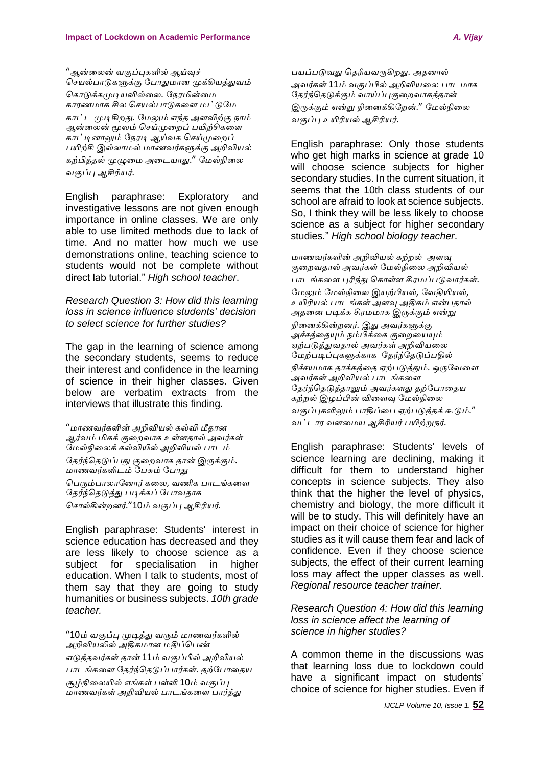"ஆன்லைன் வகுப்புகளில் ஆய்வுச் செயல்பாடுகளுக்கு போதுமான முக்கியத்துவம் கொடுக்கமுடியவில்லை. நேரமின்மை காரணமாக சில செயல்பாடுகளை மட்டுமே காட்ட முடிகிறது. மேலும் எந்த அளவிற்கு நாம் ஆன்லைன் மூலம் செய்முறைப் பயிற்சிகளை காட்டினாலும் நேரடி ஆய்வக செய்முறைப் பயிற்சி இல்லாமல் மாணவர்களுக்கு அறிவியல் கற்பித்தல் முழுமை அடையாது." மேல்நிலை வகுப்பு ஆசிரியர்.

English paraphrase: Exploratory and investigative lessons are not given enough importance in online classes. We are only able to use limited methods due to lack of time. And no matter how much we use demonstrations online, teaching science to students would not be complete without direct lab tutorial." *High school teacher*.

*Research Question 3: How did this learning loss in science influence students' decision to select science for further studies?*

The gap in the learning of science among the secondary students, seems to reduce their interest and confidence in the learning of science in their higher classes. Given below are verbatim extracts from the interviews that illustrate this finding.

"மாணவர்களின் அறிவியல் கல்வி மீதான ஆர்வம் மிகக் குறைவாக உள்ளதால் அவர்கள் மேல்நிலைக் கல்வியில் அறிவியல் பாடம் தேர்ந்தெடுப்பது குறைவாக தான் இருக்கும். மாணவர்களிடம் பேசும் போது பெரும்பாலானோர் கலை, வணிக பாடங்களை தேர்ந்தெடுத்து படிக்கப் போவதாக சொல்கின்றனர்."10ம் வகுப்பு ஆசிரியர்.

English paraphrase: Students' interest in science education has decreased and they are less likely to choose science as a subject for specialisation in higher education. When I talk to students, most of them say that they are going to study humanities or business subjects. *10th grade teacher.*

"10ம் வகுப்பு முடித்து வரும் மாணவர்களில் அறிவியலில் அதிகமான மதிப்பெண் எடுத்தவர்கள் தான் 11ம் வகுப்பில் அறிவியல் பாடங்களை தேர்ந்தெடுப்பார்கள். தற்போதைய சூழ்நிலையில் எங்கள் பள்ளி 10ம் வகுப்பு மாணவர்கள் அறிவியல் பாடங்களை பார்த்து பயப்படுவது தெரியவருகிறது. அதனால் அவர்கள் 11ம் வகுப்பில் அறிவியலை பாடமாக தேர்ந்தெடுக்கும் வாய்ப்புகுறைவாகத்தான் இருக்கும் என்று நினைக்கிறேன்." மேல்நிலை வகுப்பு உயிரியல் ஆசிரியர்.

English paraphrase: Only those students who get high marks in science at grade 10 will choose science subjects for higher secondary studies. In the current situation, it seems that the 10th class students of our school are afraid to look at science subjects. So, I think they will be less likely to choose science as a subject for higher secondary studies." *High school biology teacher*.

மாணவர்களின் அறிவியல் கற்றல் அளவு குறைவதால் அவர்கள் மேல்நிலை அறிவியல் பாடங்களை புரிந்து கொள்ள சிரமப்படுவார்கள். மேலும் மேல்நிலை இயற்பியல், வேதியியல், உயிரியல் பாடங்கள் அளவு அதிகம் என்பதால் அதனை படிக்க சிரமமாக இருக்கும் என்று நினைக்கின்றனர். இது அவர்களுக்கு அச்சத்தையும் நம்பிக்கை குறைவையும் ஏற்படுத்துவதால் அவர்கள் அறிவியலை மேற்படிப்புகளுக்காக தேர்ந்தேடுப்பதில் நிச்சயமாக தாக்கத்தை ஏற்படுத்தும். ஒருவேளை அவர்கள் அறிவியல் பாடங்களை தேர்ந்தெடுத்தாலும் அவர்களது தற்போதைய கற்றல் இழப்பின் விளைவு மேல்நிலை வகுப்புகளிலும் பாதிப்பை ஏற்படுத்தக் கூடும்." வட்டார வளமைய ஆசிரியர் பயிற்றுநர்.

English paraphrase: Students' levels of science learning are declining, making it difficult for them to understand higher concepts in science subjects. They also think that the higher the level of physics, chemistry and biology, the more difficult it will be to study. This will definitely have an impact on their choice of science for higher studies as it will cause them fear and lack of confidence. Even if they choose science subjects, the effect of their current learning loss may affect the upper classes as well. *Regional resource teacher trainer*.

*Research Question 4: How did this learning loss in science affect the learning of science in higher studies?*

A common theme in the discussions was that learning loss due to lockdown could have a significant impact on students' choice of science for higher studies. Even if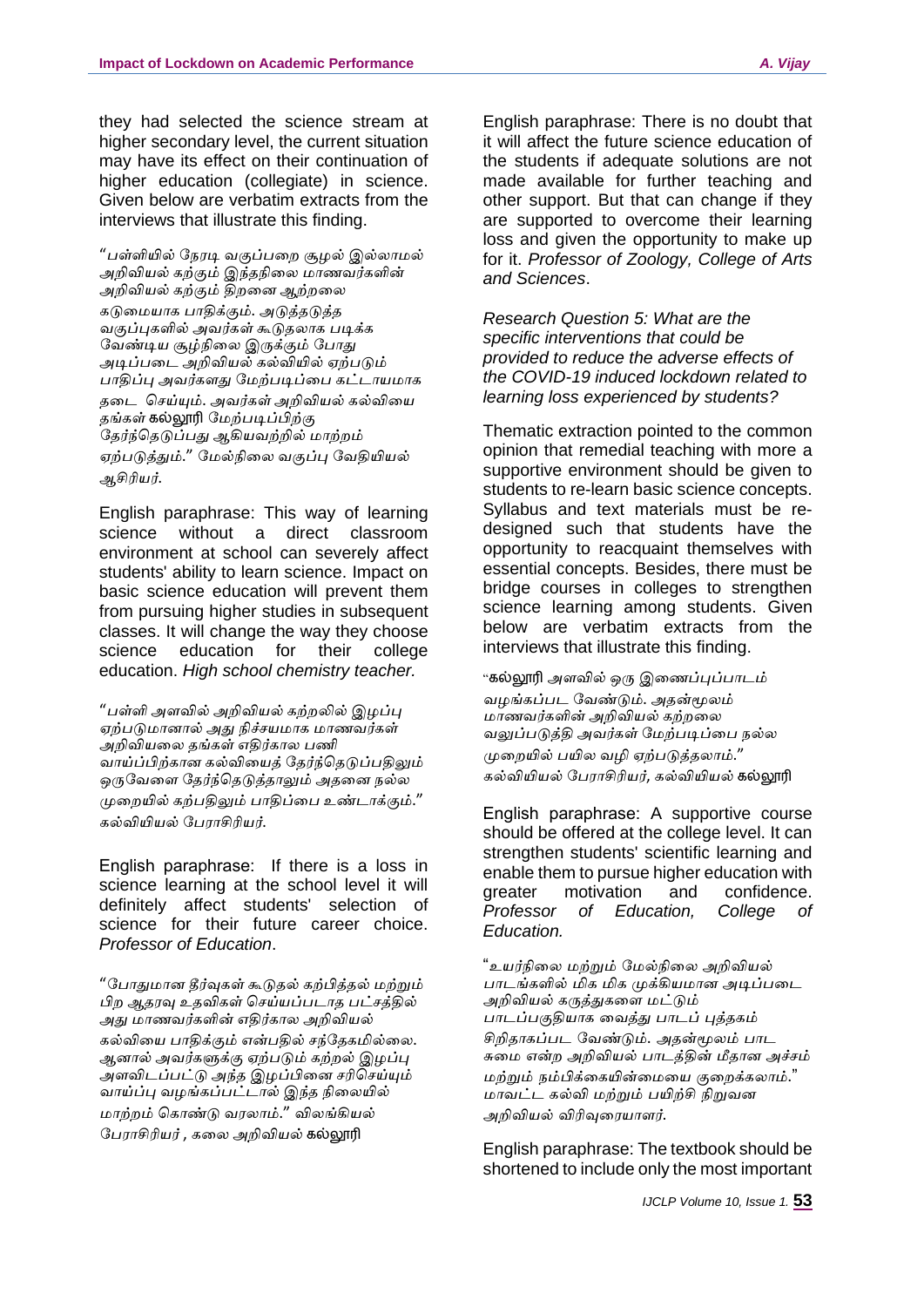they had selected the science stream at higher secondary level, the current situation may have its effect on their continuation of higher education (collegiate) in science. Given below are verbatim extracts from the interviews that illustrate this finding.

*“பள்ளியில் நேரடி வகுப்பறை சூழல் இல்லாமல் அறிவியல் கற்கும் இந்நிலை மாணவர்களின் அறிவியல் கற்கும் திறனை ஆற்றலை கடுமையாக பாதிக்கும். அடுத்தடுத்த வகுப்புகளில் அவர்கள் கூடுதலாக படிக்க வேண்டிய சூழ்நிலை இருக்கும் போது அடிப்படை அறிவியல் கல்வியில் ஏற்படும் பாதிப்பு அவர்களது மேற்படிப்பை கட்டாயமாக தடை செய்யும். அவர்கள் அறிவியல் கல்வியை தங்கள் கல்லூரி மேற்படிப்பிற்கு தேர்ந்தெடுப்பது ஆகியவற்றில் மாற்றம் ஏற்படுத்தும்.” மேல்நிலை வகுப்பு வேதியியல் ஆசிரியர்.*

English paraphrase: This way of learning science without a direct classroom environment at school can severely affect students' ability to learn science. Impact on basic science education will prevent them from pursuing higher studies in subsequent classes. It will change the way they choose science education for their college education. *High school chemistry teacher.*

*“பள்ளி அளவில் அறிவியல் கற்றலில் இழப்பு ஏற்படுமானால் அது நிச்சயமாக மாணவர்கள் அறிவியலை தங்கள் எதிர்கால பணி வாய்ப்பிற்கான கல்வியைத் தேர்ந்தெடுப்பதிலும் ஒருவேளை தேர்ந்தெடுத்தாலும் அதனை நல்ல முறையில் கற்பதிலும் பாதிப்பை உண்டாக்கும்.” கல்வியியல் பேராசிரியர்.*

English paraphrase: If there is a loss in science learning at the school level it will definitely affect students' selection of science for their future career choice. *Professor of Education*.

*“போதுமான தீர்வுகள் கூடுதல் கற்பித்தல் மற்றும் பிற ஆதரவு உதவிகள் செய்யப்படாத பட்சத்தில் அது மாணவர்களின் எதிர்கால அறிவியல் கல்வியை பாதிக்கும் என்பதில் சந்தேகமில்லை. ஆனால் அவர்களுக்கு ஏற்படும் கற்றல் இழப்பு அளவிடப்பட்டு அந்த இழப்பினை சரிசெய்யும் வாய்ப்பு வழங்கப்பட்டால் இந்த நிலையில் மாற்றம் கொண்டு வரலாம்.” விலங்கியல் பேராசிரியர் , கலை அறிவியல் கல்லூரி*

English paraphrase: There is no doubt that it will affect the future science education of the students if adequate solutions are not made available for further teaching and other support. But that can change if they are supported to overcome their learning loss and given the opportunity to make up for it. *Professor of Zoology, College of Arts and Sciences*.

*Research Question 5: What are the specific interventions that could be provided to reduce the adverse effects of the COVID-19 induced lockdown related to learning loss experienced by students?*

Thematic extraction pointed to the common opinion that remedial teaching with more a supportive environment should be given to students to re-learn basic science concepts. Syllabus and text materials must be re-designed such that students have the opportunity to reacquaint themselves with essential concepts. Besides, there must be bridge courses in colleges to strengthen science learning among students. Given below are verbatim extracts from the interviews that illustrate this finding.

*“கல்லூரி அளவில் ஒரு இணைப்புப்பாடம் வழங்கப்பட வேண்டும். அதன்மூலம் மாணவர்களின் அறிவியல் கற்றலை வலுப்படுத்தி அவர்கள் மேற்படிப்பை நல்ல முறையில் பயில வழி ஏற்படுத்தலாம்.” கல்வியியல் பேராசிரியர், கல்வியியல் கல்லூரி*

English paraphrase: A supportive course should be offered at the college level. It can strengthen students' scientific learning and enable them to pursue higher education with greater motivation and confidence. *Professor of Education, College of Education.*

*“உயர்நிலை மற்றும் மேல்நிலை அறிவியல் பாடங்களில் மிக மிக முக்கியமான அடிப்படை அறிவியல் கருத்துகளை மட்டும் பாடப்பகுதியாக வைத்து பாடப் புத்தகம் சிறிதாகப்பட வேண்டும். அதன்மூலம் பாட சுமை என்ற அறிவியல் பாடத்தின் மீதான அச்சம் மற்றும் நம்பிக்கையின்மையை குறைக்கலாம்.” மாவட்ட கல்வி மற்றும் பயிற்சி நிறுவன அறிவியல் விரிவுரையாளர்.*

English paraphrase: The textbook should be shortened to include only the most important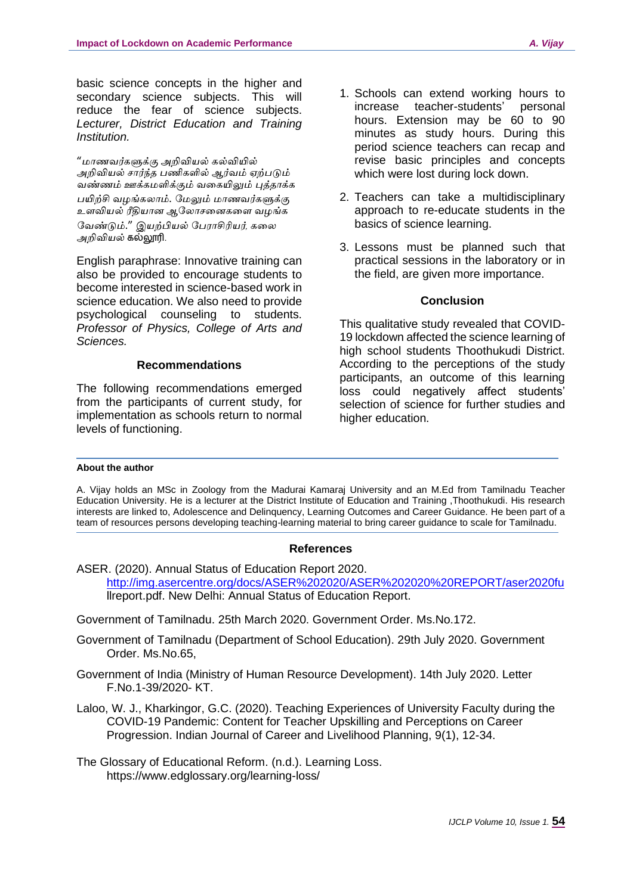basic science concepts in the higher and secondary science subjects. This will reduce the fear of science subjects. *Lecturer, District Education and Training Institution.*

*"மாணவர்களுக்கு அறிவியல் கல்வியில் அறிவியல் சார்ந்த பணிகளில் ஆர்வம் ஏற்படும் வண்ணம் ஊக்கமளிக்கும் வகையிலும் புத்தாக்க பயிற்சி வழங்கலாம். மேலும் மாணவர்களுக்கு உளவியல் ரீதியான ஆலோசனைகளை வழங்க வேண்டும்." இயற்பியல் பேராசிரியர், கலை அறிவியல் கல்லூரி.*

English paraphrase: Innovative training can also be provided to encourage students to become interested in science-based work in science education. We also need to provide psychological counseling to students. *Professor of Physics, College of Arts and Sciences.*

## Recommendations

The following recommendations emerged from the participants of current study, for implementation as schools return to normal levels of functioning.

1. Schools can extend working hours to increase teacher-students' personal hours. Extension may be 60 to 90 minutes as study hours. During this period science teachers can recap and revise basic principles and concepts which were lost during lock down.
2. Teachers can take a multidisciplinary approach to re-educate students in the basics of science learning.
3. Lessons must be planned such that practical sessions in the laboratory or in the field, are given more importance.

## Conclusion

This qualitative study revealed that COVID-19 lockdown affected the science learning of high school students Thoothukudi District. According to the perceptions of the study participants, an outcome of this learning loss could negatively affect students' selection of science for further studies and higher education.

---

**About the author**

A. Vijay holds an MSc in Zoology from the Madurai Kamaraj University and an M.Ed from Tamilnadu Teacher Education University. He is a lecturer at the District Institute of Education and Training ,Thoothukudi. His research interests are linked to, Adolescence and Delinquency, Learning Outcomes and Career Guidance. He been part of a team of resources persons developing teaching-learning material to bring career guidance to scale for Tamilnadu.

---

## References

ASER. (2020). Annual Status of Education Report 2020. http://img.asercentre.org/docs/ASER%202020/ASER%202020%20REPORT/aser2020fullreport.pdf. New Delhi: Annual Status of Education Report.

Government of Tamilnadu. 25th March 2020. Government Order. Ms.No.172.

Government of Tamilnadu (Department of School Education). 29th July 2020. Government Order. Ms.No.65,

Government of India (Ministry of Human Resource Development). 14th July 2020. Letter F.No.1-39/2020- KT.

Laloo, W. J., Kharkingor, G.C. (2020). Teaching Experiences of University Faculty during the COVID-19 Pandemic: Content for Teacher Upskilling and Perceptions on Career Progression. Indian Journal of Career and Livelihood Planning, 9(1), 12-34.

The Glossary of Educational Reform. (n.d.). Learning Loss. https://www.edglossary.org/learning-loss/